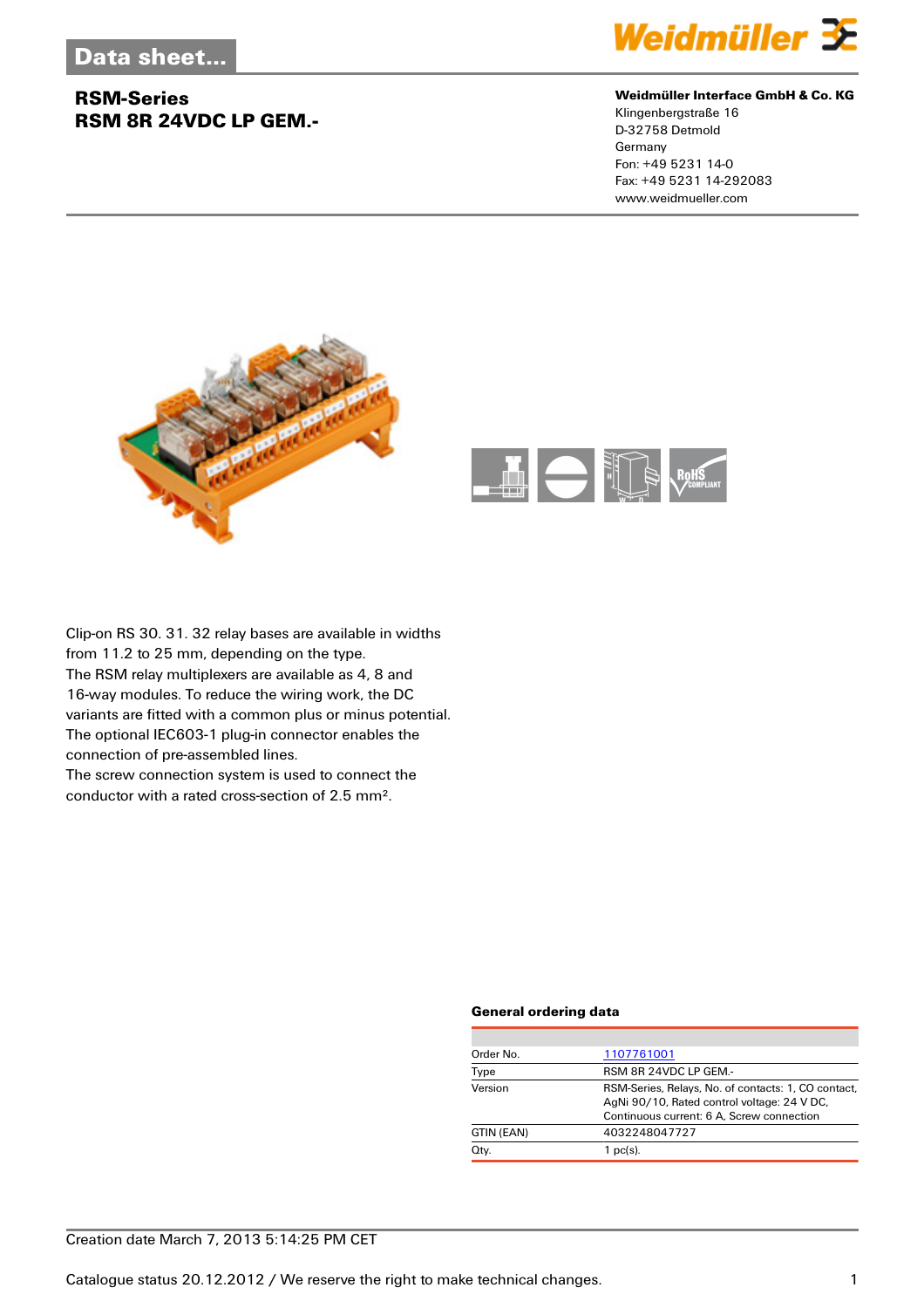# RSM-Series
## RSM 8R 24VDC LP GEM.-

**Weidmüller Interface GmbH & Co. KG**
Klingenbergstraße 16
D-32758 Detmold
Germany
Fon: +49 5231 14-0
Fax: +49 5231 14-292083
www.weidmueller.com

Clip-on RS 30. 31. 32 relay bases are available in widths from 11.2 to 25 mm, depending on the type.
The RSM relay multiplexers are available as 4, 8 and 16-way modules. To reduce the wiring work, the DC variants are fitted with a common plus or minus potential.
The optional IEC603-1 plug-in connector enables the connection of pre-assembled lines.
The screw connection system is used to connect the conductor with a rated cross-section of 2.5 mm².

### General ordering data

| | |
|---|---|
| Order No. | 1107761001 |
| Type | RSM 8R 24VDC LP GEM.- |
| Version | RSM-Series, Relays, No. of contacts: 1, CO contact, AgNi 90/10, Rated control voltage: 24 V DC, Continuous current: 6 A, Screw connection |
| GTIN (EAN) | 4032248047727 |
| Qty. | 1 pc(s). |

Creation date March 7, 2013 5:14:25 PM CET

Catalogue status 20.12.2012 / We reserve the right to make technical changes.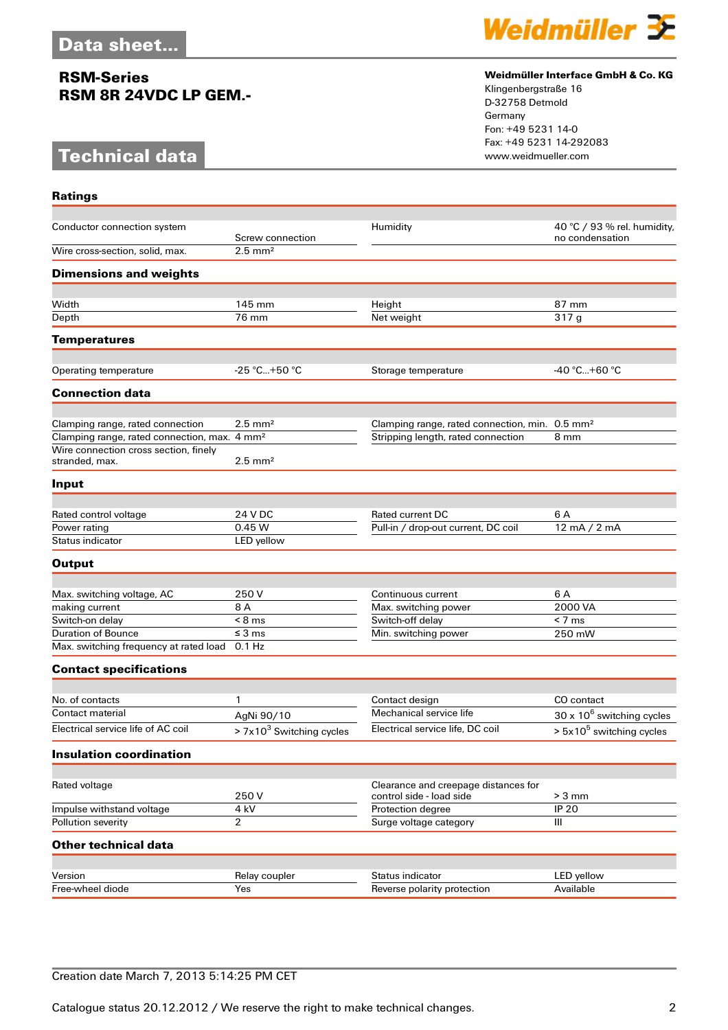# Data sheet...

## RSM-Series
## RSM 8R 24VDC LP GEM.-

**Weidmüller Interface GmbH & Co. KG**
Klingenbergstraße 16
D-32758 Detmold
Germany
Fon: +49 5231 14-0
Fax: +49 5231 14-292083
www.weidmueller.com

# Technical data

### Ratings

| | | | |
|---|---|---|---|
| Conductor connection system | Screw connection | Humidity | 40 °C / 93 % rel. humidity, no condensation |
| Wire cross-section, solid, max. | 2.5 mm² | | |

### Dimensions and weights

| | | | |
|---|---|---|---|
| Width | 145 mm | Height | 87 mm |
| Depth | 76 mm | Net weight | 317 g |

### Temperatures

| | | | |
|---|---|---|---|
| Operating temperature | -25 °C...+50 °C | Storage temperature | -40 °C...+60 °C |

### Connection data

| | | | |
|---|---|---|---|
| Clamping range, rated connection | 2.5 mm² | Clamping range, rated connection, min. | 0.5 mm² |
| Clamping range, rated connection, max. | 4 mm² | Stripping length, rated connection | 8 mm |
| Wire connection cross section, finely stranded, max. | 2.5 mm² | | |

### Input

| | | | |
|---|---|---|---|
| Rated control voltage | 24 V DC | Rated current DC | 6 A |
| Power rating | 0.45 W | Pull-in / drop-out current, DC coil | 12 mA / 2 mA |
| Status indicator | LED yellow | | |

### Output

| | | | |
|---|---|---|---|
| Max. switching voltage, AC | 250 V | Continuous current | 6 A |
| making current | 8 A | Max. switching power | 2000 VA |
| Switch-on delay | < 8 ms | Switch-off delay | < 7 ms |
| Duration of Bounce | ≤ 3 ms | Min. switching power | 250 mW |
| Max. switching frequency at rated load | 0.1 Hz | | |

### Contact specifications

| | | | |
|---|---|---|---|
| No. of contacts | 1 | Contact design | CO contact |
| Contact material | AgNi 90/10 | Mechanical service life | 30 x $10^6$ switching cycles |
| Electrical service life of AC coil | > 7x$10^3$ Switching cycles | Electrical service life, DC coil | > 5x$10^5$ switching cycles |

### Insulation coordination

| | | | |
|---|---|---|---|
| Rated voltage | 250 V | Clearance and creepage distances for control side - load side | > 3 mm |
| Impulse withstand voltage | 4 kV | Protection degree | IP 20 |
| Pollution severity | 2 | Surge voltage category | III |

### Other technical data

| | | | |
|---|---|---|---|
| Version | Relay coupler | Status indicator | LED yellow |
| Free-wheel diode | Yes | Reverse polarity protection | Available |

Creation date March 7, 2013 5:14:25 PM CET

Catalogue status 20.12.2012 / We reserve the right to make technical changes.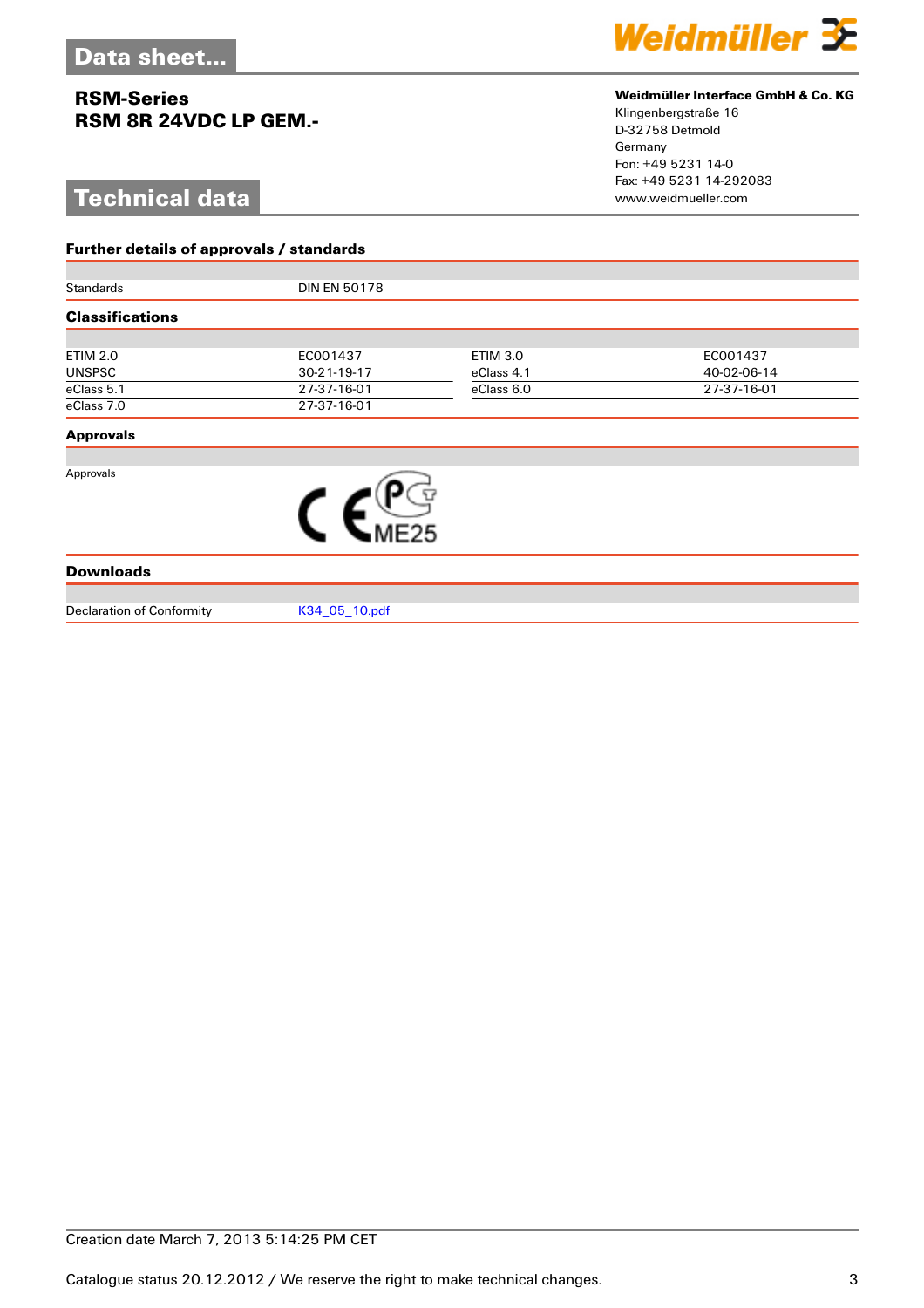# Data sheet...

## RSM-Series
## RSM 8R 24VDC LP GEM.-

**Weidmüller Interface GmbH & Co. KG**
Klingenbergstraße 16
D-32758 Detmold
Germany
Fon: +49 5231 14-0
Fax: +49 5231 14-292083
www.weidmueller.com

# Technical data

### Further details of approvals / standards

| | |
|---|---|
| Standards | DIN EN 50178 |

### Classifications

| | | | |
|---|---|---|---|
| ETIM 2.0 | EC001437 | ETIM 3.0 | EC001437 |
| UNSPSC | 30-21-19-17 | eClass 4.1 | 40-02-06-14 |
| eClass 5.1 | 27-37-16-01 | eClass 6.0 | 27-37-16-01 |
| eClass 7.0 | 27-37-16-01 | | |

### Approvals

Approvals

CE PC ME25

### Downloads

| | |
|---|---|
| Declaration of Conformity | K34_05_10.pdf |

Creation date March 7, 2013 5:14:25 PM CET

Catalogue status 20.12.2012 / We reserve the right to make technical changes.